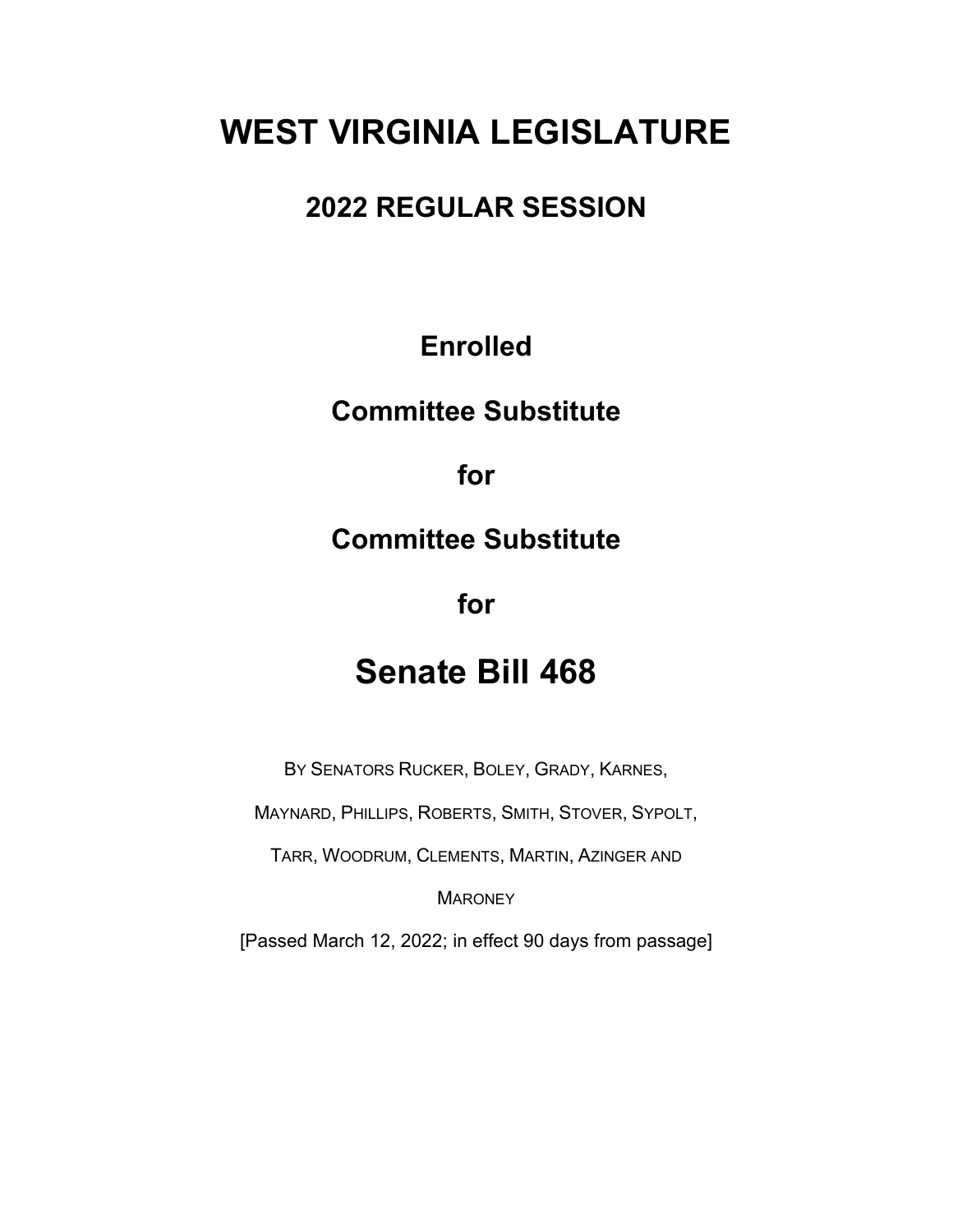# WEST VIRGINIA LEGISLATURE

## 2022 REGULAR SESSION

**Enrolled**

**Committee Substitute**

**for**

**Committee Substitute**

**for**

# Senate Bill 468

BY SENATORS RUCKER, BOLEY, GRADY, KARNES, MAYNARD, PHILLIPS, ROBERTS, SMITH, STOVER, SYPOLT, TARR, WOODRUM, CLEMENTS, MARTIN, AZINGER AND MARONEY

[Passed March 12, 2022; in effect 90 days from passage]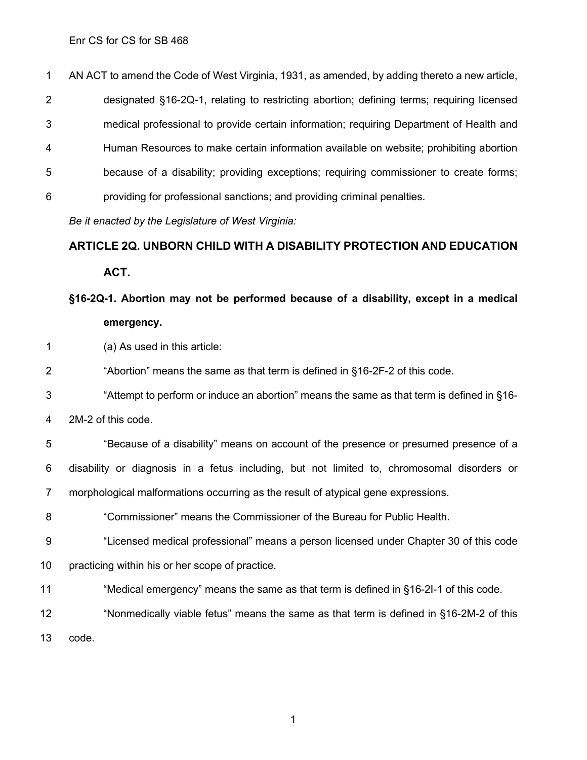AN ACT to amend the Code of West Virginia, 1931, as amended, by adding thereto a new article, designated §16-2Q-1, relating to restricting abortion; defining terms; requiring licensed medical professional to provide certain information; requiring Department of Health and Human Resources to make certain information available on website; prohibiting abortion because of a disability; providing exceptions; requiring commissioner to create forms; providing for professional sanctions; and providing criminal penalties.

*Be it enacted by the Legislature of West Virginia:*

## ARTICLE 2Q. UNBORN CHILD WITH A DISABILITY PROTECTION AND EDUCATION ACT.

### §16-2Q-1. Abortion may not be performed because of a disability, except in a medical emergency.

(a) As used in this article:

"Abortion" means the same as that term is defined in §16-2F-2 of this code.

"Attempt to perform or induce an abortion" means the same as that term is defined in §16-2M-2 of this code.

"Because of a disability" means on account of the presence or presumed presence of a disability or diagnosis in a fetus including, but not limited to, chromosomal disorders or morphological malformations occurring as the result of atypical gene expressions.

"Commissioner" means the Commissioner of the Bureau for Public Health.

"Licensed medical professional" means a person licensed under Chapter 30 of this code practicing within his or her scope of practice.

"Medical emergency" means the same as that term is defined in §16-2I-1 of this code.

"Nonmedically viable fetus" means the same as that term is defined in §16-2M-2 of this code.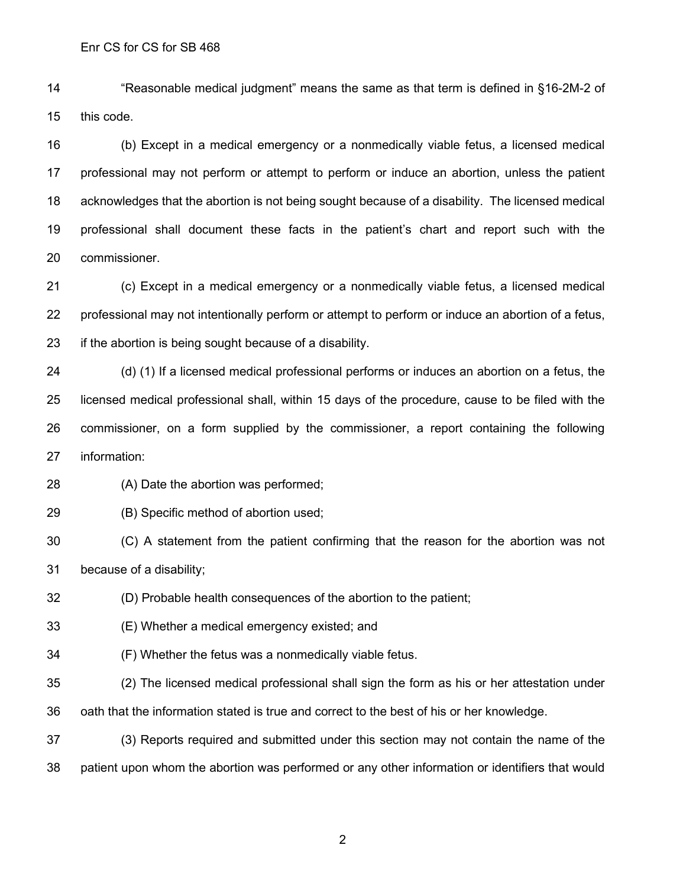"Reasonable medical judgment" means the same as that term is defined in §16-2M-2 of this code.

(b) Except in a medical emergency or a nonmedically viable fetus, a licensed medical professional may not perform or attempt to perform or induce an abortion, unless the patient acknowledges that the abortion is not being sought because of a disability. The licensed medical professional shall document these facts in the patient's chart and report such with the commissioner.

(c) Except in a medical emergency or a nonmedically viable fetus, a licensed medical professional may not intentionally perform or attempt to perform or induce an abortion of a fetus, if the abortion is being sought because of a disability.

(d) (1) If a licensed medical professional performs or induces an abortion on a fetus, the licensed medical professional shall, within 15 days of the procedure, cause to be filed with the commissioner, on a form supplied by the commissioner, a report containing the following information:

(A) Date the abortion was performed;

(B) Specific method of abortion used;

(C) A statement from the patient confirming that the reason for the abortion was not because of a disability;

(D) Probable health consequences of the abortion to the patient;

(E) Whether a medical emergency existed; and

(F) Whether the fetus was a nonmedically viable fetus.

(2) The licensed medical professional shall sign the form as his or her attestation under oath that the information stated is true and correct to the best of his or her knowledge.

(3) Reports required and submitted under this section may not contain the name of the patient upon whom the abortion was performed or any other information or identifiers that would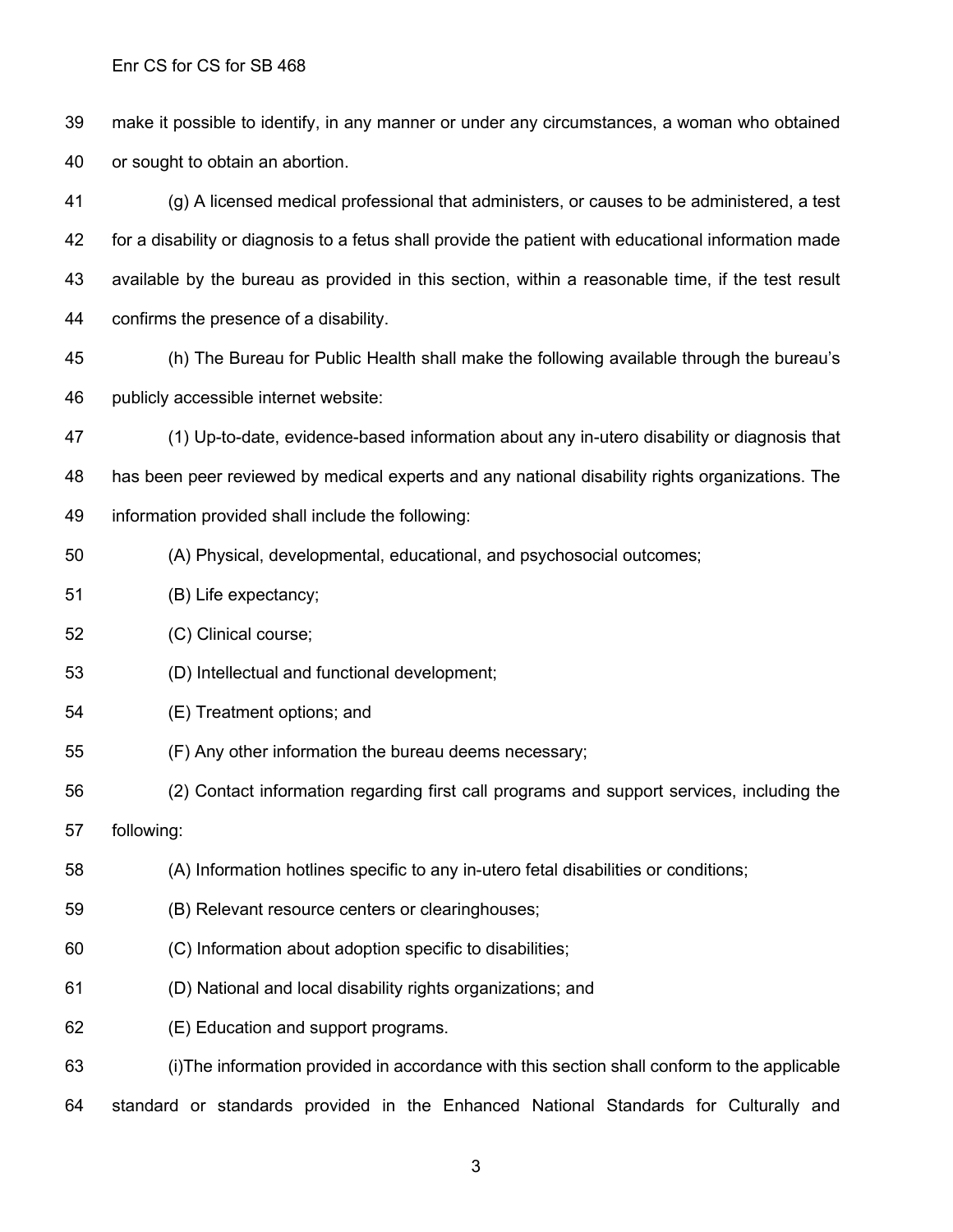make it possible to identify, in any manner or under any circumstances, a woman who obtained or sought to obtain an abortion.

(g) A licensed medical professional that administers, or causes to be administered, a test for a disability or diagnosis to a fetus shall provide the patient with educational information made available by the bureau as provided in this section, within a reasonable time, if the test result confirms the presence of a disability.

(h) The Bureau for Public Health shall make the following available through the bureau's publicly accessible internet website:

(1) Up-to-date, evidence-based information about any in-utero disability or diagnosis that has been peer reviewed by medical experts and any national disability rights organizations. The information provided shall include the following:

(A) Physical, developmental, educational, and psychosocial outcomes;

(B) Life expectancy;

(C) Clinical course;

(D) Intellectual and functional development;

(E) Treatment options; and

(F) Any other information the bureau deems necessary;

(2) Contact information regarding first call programs and support services, including the following:

(A) Information hotlines specific to any in-utero fetal disabilities or conditions;

(B) Relevant resource centers or clearinghouses;

(C) Information about adoption specific to disabilities;

(D) National and local disability rights organizations; and

(E) Education and support programs.

(i)The information provided in accordance with this section shall conform to the applicable standard or standards provided in the Enhanced National Standards for Culturally and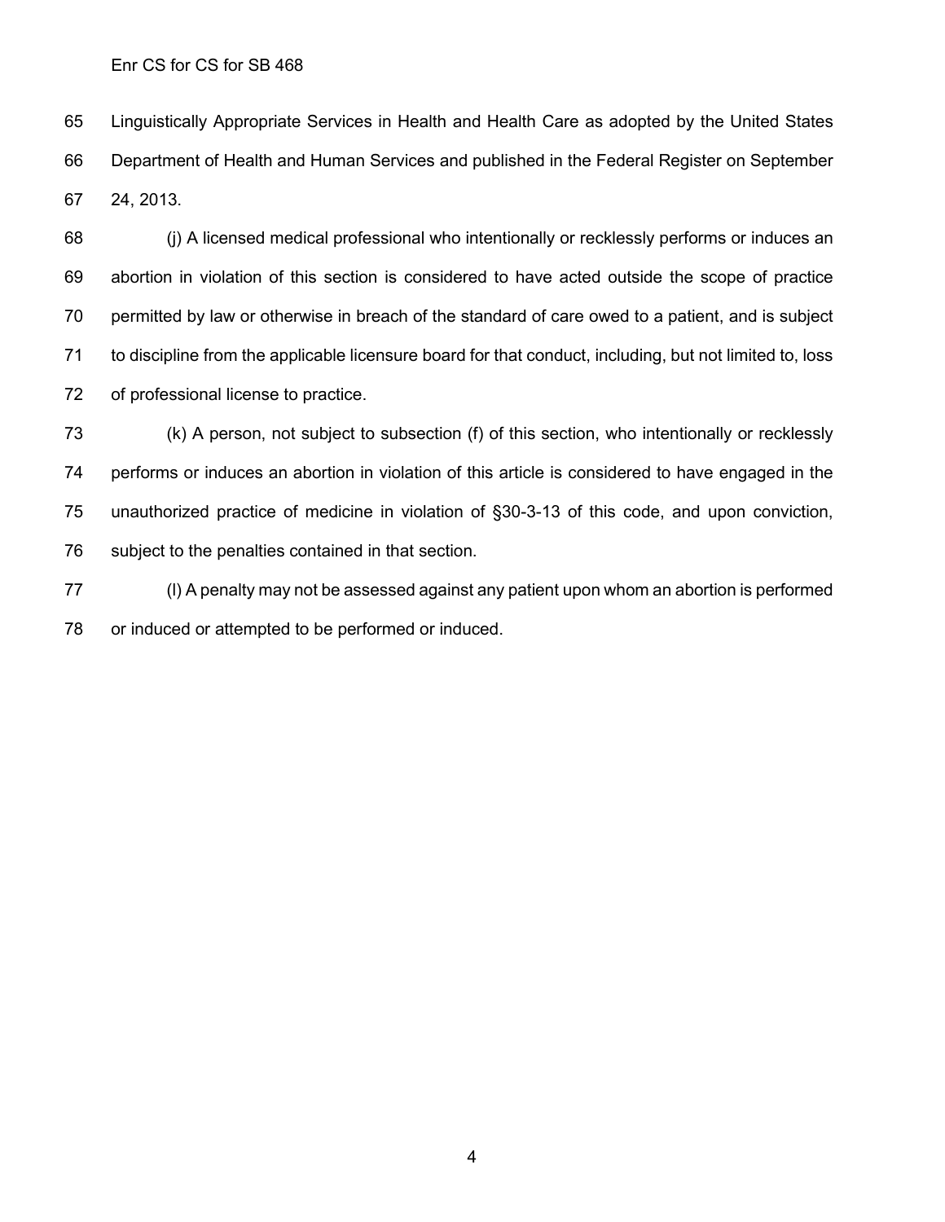Linguistically Appropriate Services in Health and Health Care as adopted by the United States Department of Health and Human Services and published in the Federal Register on September 24, 2013.

(j) A licensed medical professional who intentionally or recklessly performs or induces an abortion in violation of this section is considered to have acted outside the scope of practice permitted by law or otherwise in breach of the standard of care owed to a patient, and is subject to discipline from the applicable licensure board for that conduct, including, but not limited to, loss of professional license to practice.

(k) A person, not subject to subsection (f) of this section, who intentionally or recklessly performs or induces an abortion in violation of this article is considered to have engaged in the unauthorized practice of medicine in violation of §30-3-13 of this code, and upon conviction, subject to the penalties contained in that section.

(l) A penalty may not be assessed against any patient upon whom an abortion is performed or induced or attempted to be performed or induced.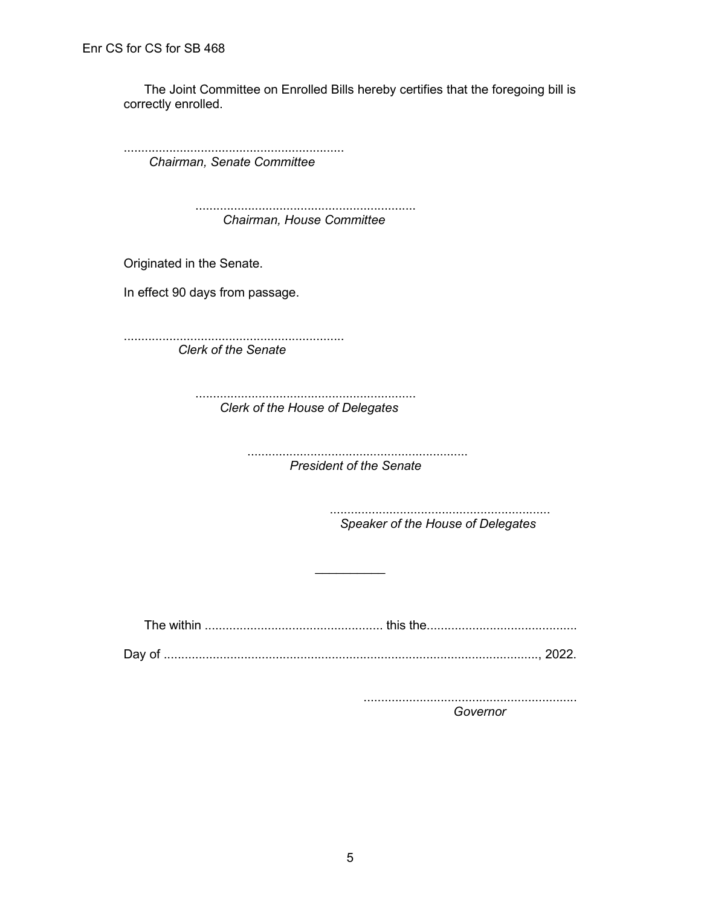The Joint Committee on Enrolled Bills hereby certifies that the foregoing bill is correctly enrolled.

...............................................................
*Chairman, Senate Committee*

...............................................................
*Chairman, House Committee*

Originated in the Senate.

In effect 90 days from passage.

...............................................................
*Clerk of the Senate*

...............................................................
*Clerk of the House of Delegates*

...............................................................
*President of the Senate*

...............................................................
*Speaker of the House of Delegates*

__________

The within .................................................. this the..........................................

Day of .........................................................................................................., 2022.

.............................................................
*Governor*